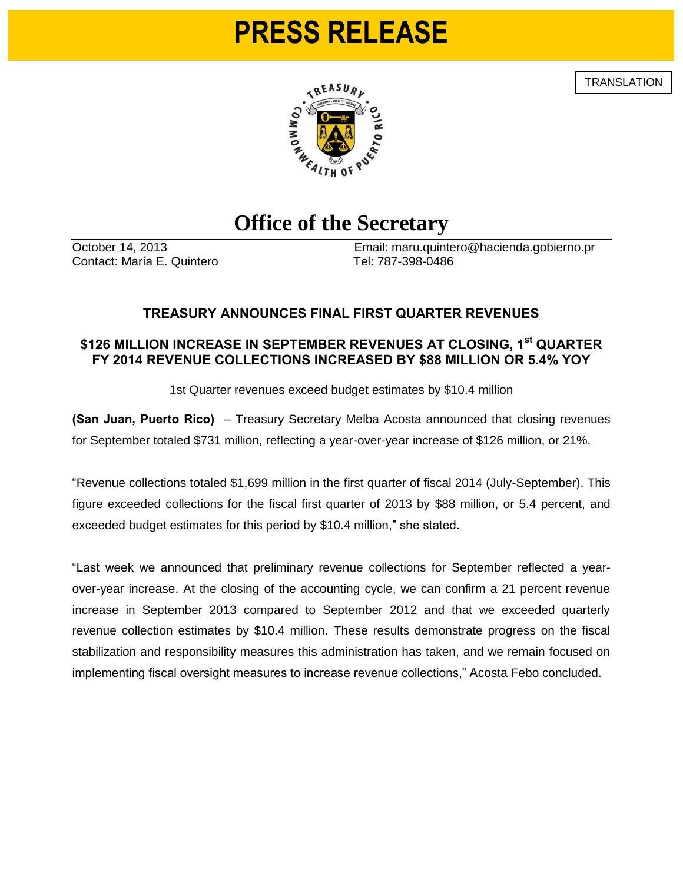# PRESS RELEASE

TRANSLATION

## Office of the Secretary

October 14, 2013
Contact: María E. Quintero

Email: maru.quintero@hacienda.gobierno.pr
Tel: 787-398-0486

### TREASURY ANNOUNCES FINAL FIRST QUARTER REVENUES

### $126 MILLION INCREASE IN SEPTEMBER REVENUES AT CLOSING, 1st QUARTER FY 2014 REVENUE COLLECTIONS INCREASED BY $88 MILLION OR 5.4% YOY

1st Quarter revenues exceed budget estimates by $10.4 million

**(San Juan, Puerto Rico)** – Treasury Secretary Melba Acosta announced that closing revenues for September totaled $731 million, reflecting a year-over-year increase of $126 million, or 21%.

"Revenue collections totaled $1,699 million in the first quarter of fiscal 2014 (July-September). This figure exceeded collections for the fiscal first quarter of 2013 by $88 million, or 5.4 percent, and exceeded budget estimates for this period by $10.4 million," she stated.

"Last week we announced that preliminary revenue collections for September reflected a year-over-year increase. At the closing of the accounting cycle, we can confirm a 21 percent revenue increase in September 2013 compared to September 2012 and that we exceeded quarterly revenue collection estimates by $10.4 million. These results demonstrate progress on the fiscal stabilization and responsibility measures this administration has taken, and we remain focused on implementing fiscal oversight measures to increase revenue collections," Acosta Febo concluded.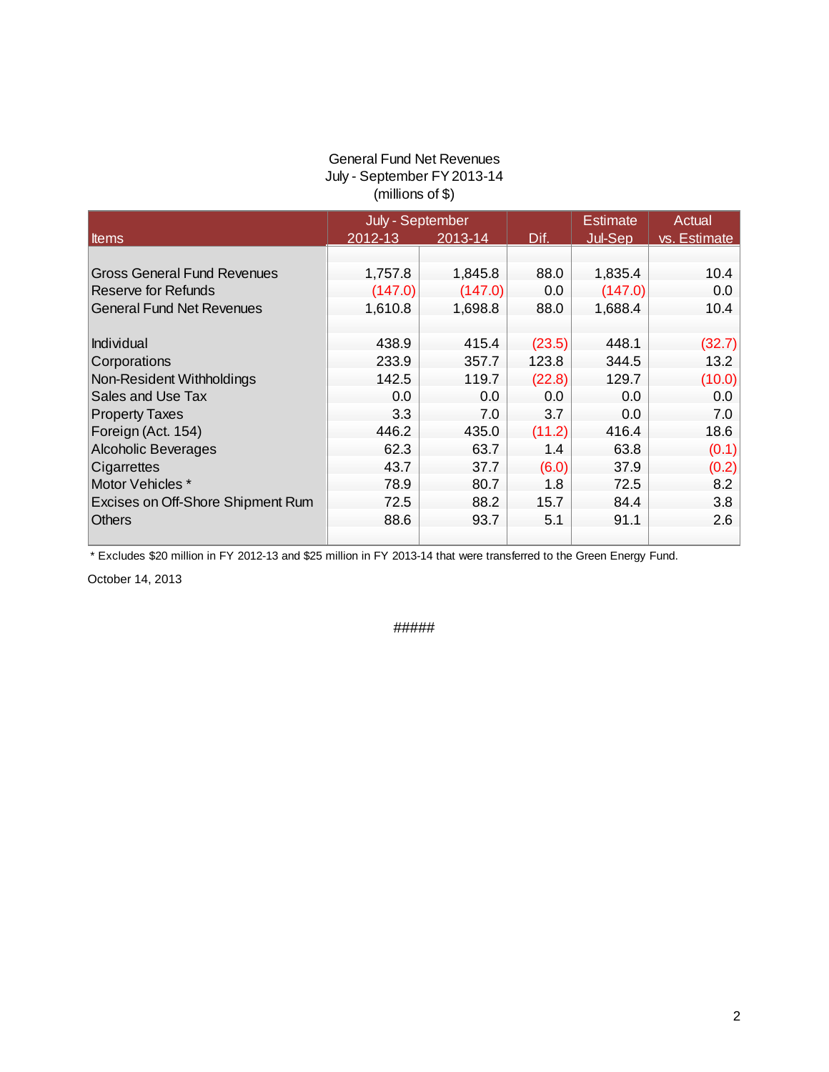General Fund Net Revenues
July - September FY 2013-14
(millions of $)

| Items | July - September 2012-13 | July - September 2013-14 | Dif. | Estimate Jul-Sep | Actual vs. Estimate |
|---|---|---|---|---|---|
| Gross General Fund Revenues | 1,757.8 | 1,845.8 | 88.0 | 1,835.4 | 10.4 |
| Reserve for Refunds | (147.0) | (147.0) | 0.0 | (147.0) | 0.0 |
| General Fund Net Revenues | 1,610.8 | 1,698.8 | 88.0 | 1,688.4 | 10.4 |
| | | | | | |
| Individual | 438.9 | 415.4 | (23.5) | 448.1 | (32.7) |
| Corporations | 233.9 | 357.7 | 123.8 | 344.5 | 13.2 |
| Non-Resident Withholdings | 142.5 | 119.7 | (22.8) | 129.7 | (10.0) |
| Sales and Use Tax | 0.0 | 0.0 | 0.0 | 0.0 | 0.0 |
| Property Taxes | 3.3 | 7.0 | 3.7 | 0.0 | 7.0 |
| Foreign (Act. 154) | 446.2 | 435.0 | (11.2) | 416.4 | 18.6 |
| Alcoholic Beverages | 62.3 | 63.7 | 1.4 | 63.8 | (0.1) |
| Cigarrettes | 43.7 | 37.7 | (6.0) | 37.9 | (0.2) |
| Motor Vehicles * | 78.9 | 80.7 | 1.8 | 72.5 | 8.2 |
| Excises on Off-Shore Shipment Rum | 72.5 | 88.2 | 15.7 | 84.4 | 3.8 |
| Others | 88.6 | 93.7 | 5.1 | 91.1 | 2.6 |

* Excludes $20 million in FY 2012-13 and $25 million in FY 2013-14 that were transferred to the Green Energy Fund.

October 14, 2013

#####